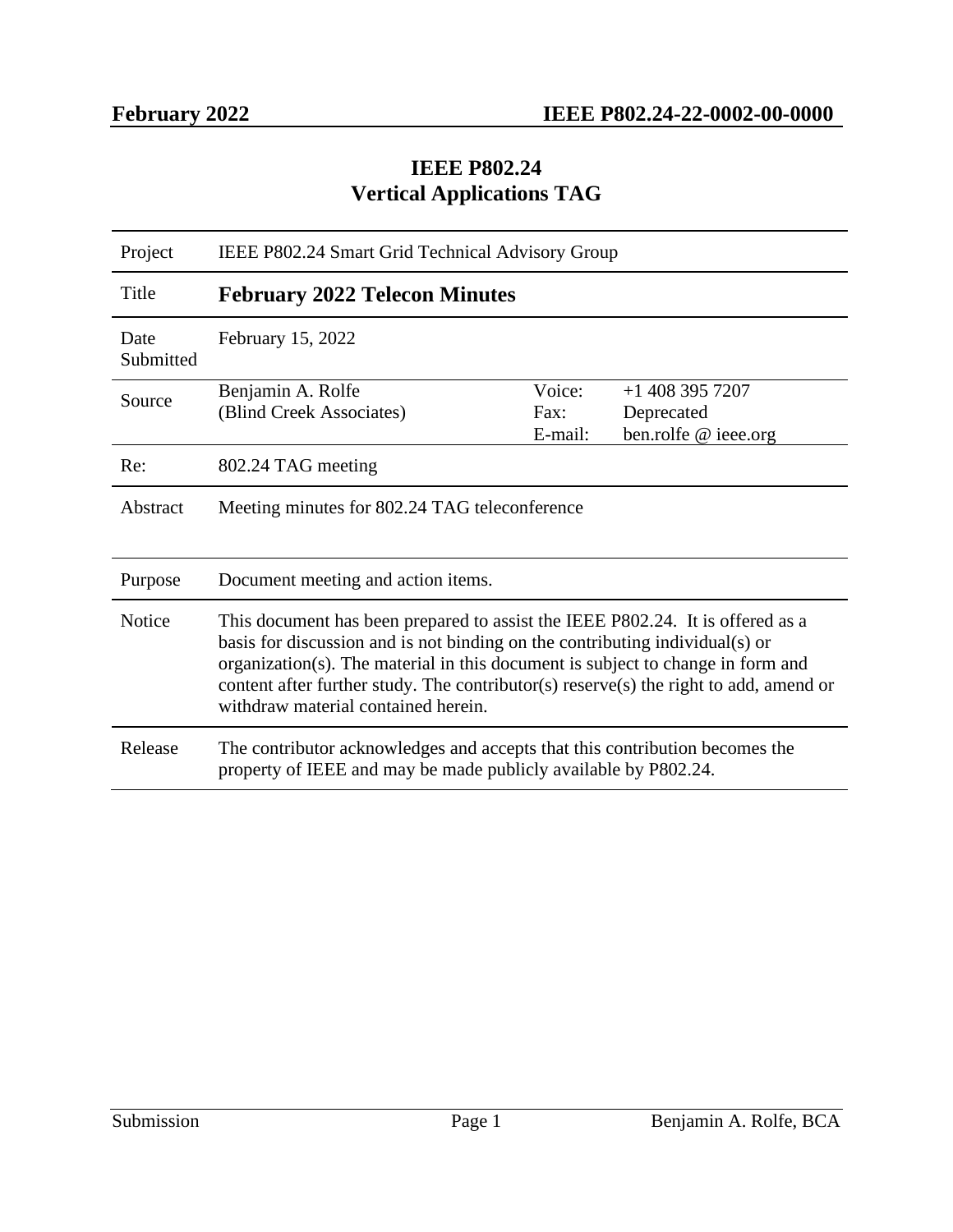# IEEE P802.24
# Vertical Applications TAG

| | | | |
|---|---|---|---|
| Project | IEEE P802.24 Smart Grid Technical Advisory Group | | |
| Title | **February 2022 Telecon Minutes** | | |
| Date Submitted | February 15, 2022 | | |
| Source | Benjamin A. Rolfe<br>(Blind Creek Associates) | Voice:<br>Fax:<br>E-mail: | +1 408 395 7207<br>Deprecated<br>ben.rolfe @ ieee.org |
| Re: | 802.24 TAG meeting | | |
| Abstract | Meeting minutes for 802.24 TAG teleconference | | |
| Purpose | Document meeting and action items. | | |
| Notice | This document has been prepared to assist the IEEE P802.24. It is offered as a basis for discussion and is not binding on the contributing individual(s) or organization(s). The material in this document is subject to change in form and content after further study. The contributor(s) reserve(s) the right to add, amend or withdraw material contained herein. | | |
| Release | The contributor acknowledges and accepts that this contribution becomes the property of IEEE and may be made publicly available by P802.24. | | |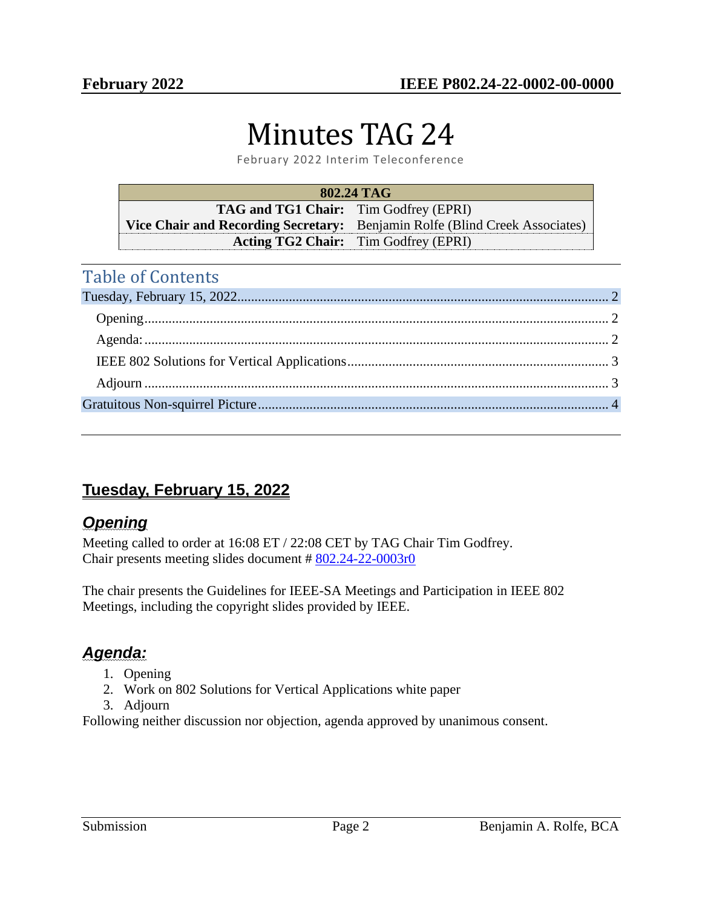# Minutes TAG 24

February 2022 Interim Teleconference

| 802.24 TAG | |
|---|---|
| **TAG and TG1 Chair:** | Tim Godfrey (EPRI) |
| **Vice Chair and Recording Secretary:** | Benjamin Rolfe (Blind Creek Associates) |
| **Acting TG2 Chair:** | Tim Godfrey (EPRI) |

## Table of Contents

Tuesday, February 15, 2022 .......... 2
- Opening .......... 2
- Agenda: .......... 2
- IEEE 802 Solutions for Vertical Applications .......... 3
- Adjourn .......... 3

Gratuitous Non-squirrel Picture .......... 4

## Tuesday, February 15, 2022

### *Opening*

Meeting called to order at 16:08 ET / 22:08 CET by TAG Chair Tim Godfrey.
Chair presents meeting slides document # 802.24-22-0003r0

The chair presents the Guidelines for IEEE-SA Meetings and Participation in IEEE 802 Meetings, including the copyright slides provided by IEEE.

### *Agenda:*

1. Opening
2. Work on 802 Solutions for Vertical Applications white paper
3. Adjourn

Following neither discussion nor objection, agenda approved by unanimous consent.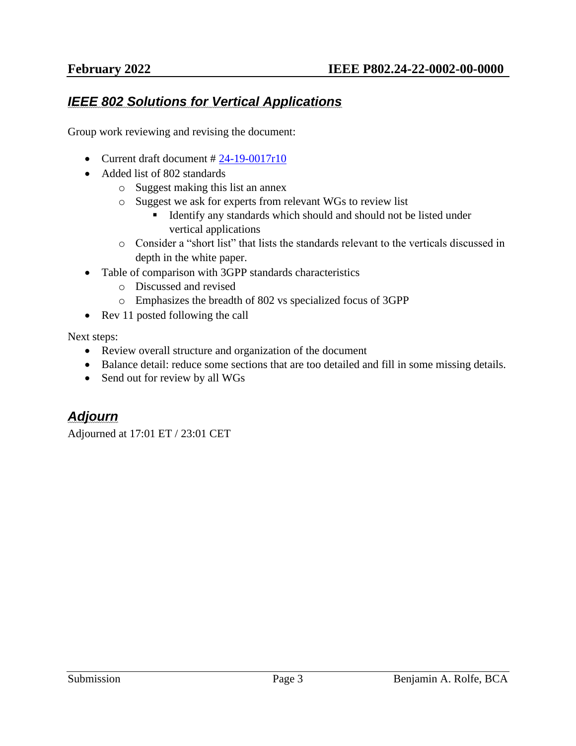## *IEEE 802 Solutions for Vertical Applications*

Group work reviewing and revising the document:

- Current draft document # [24-19-0017r10]
- Added list of 802 standards
  - Suggest making this list an annex
  - Suggest we ask for experts from relevant WGs to review list
    - Identify any standards which should and should not be listed under vertical applications
  - Consider a "short list" that lists the standards relevant to the verticals discussed in depth in the white paper.
- Table of comparison with 3GPP standards characteristics
  - Discussed and revised
  - Emphasizes the breadth of 802 vs specialized focus of 3GPP
- Rev 11 posted following the call

Next steps:

- Review overall structure and organization of the document
- Balance detail: reduce some sections that are too detailed and fill in some missing details.
- Send out for review by all WGs

## *Adjourn*

Adjourned at 17:01 ET / 23:01 CET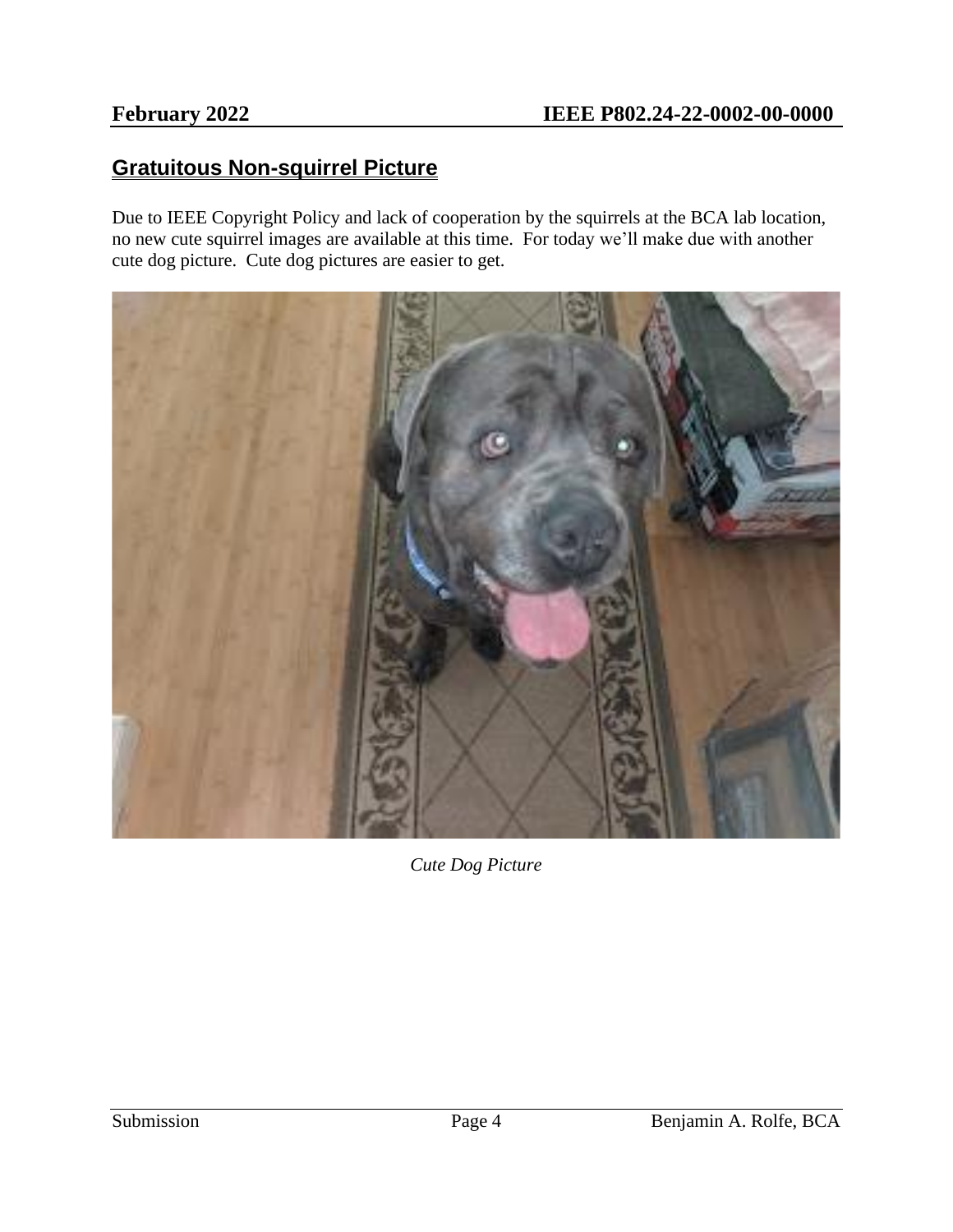## Gratuitous Non-squirrel Picture

Due to IEEE Copyright Policy and lack of cooperation by the squirrels at the BCA lab location, no new cute squirrel images are available at this time. For today we'll make due with another cute dog picture. Cute dog pictures are easier to get.

*Cute Dog Picture*